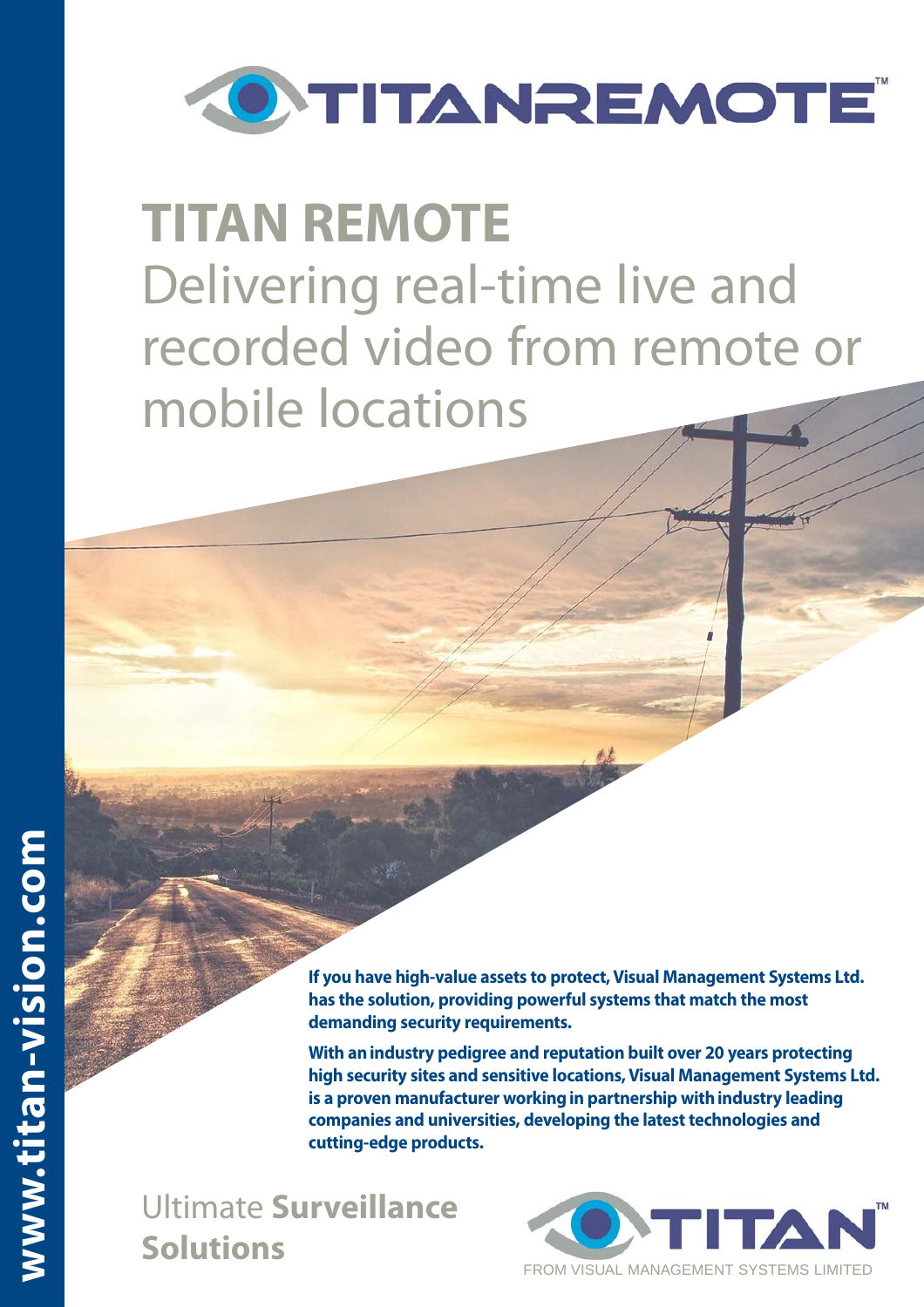# TITANREMOTE™

## TITAN REMOTE

Delivering real-time live and recorded video from remote or mobile locations

**If you have high-value assets to protect, Visual Management Systems Ltd. has the solution, providing powerful systems that match the most demanding security requirements.**

**With an industry pedigree and reputation built over 20 years protecting high security sites and sensitive locations, Visual Management Systems Ltd. is a proven manufacturer working in partnership with industry leading companies and universities, developing the latest technologies and cutting-edge products.**

Ultimate **Surveillance Solutions**

TITAN™

FROM VISUAL MANAGEMENT SYSTEMS LIMITED

**www.titan-vision.com**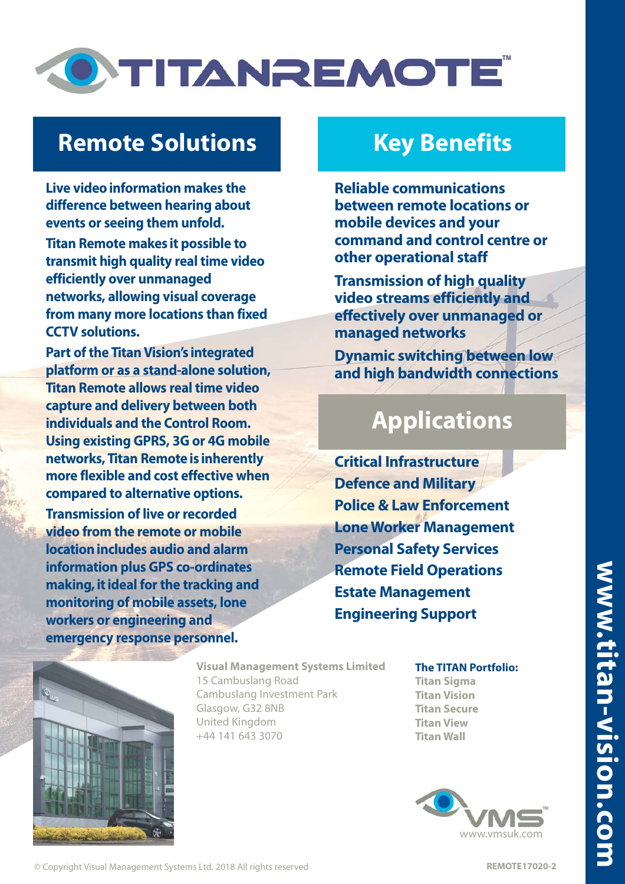# TITANREMOTE™

## Remote Solutions

**Live video information makes the difference between hearing about events or seeing them unfold.**

**Titan Remote makes it possible to transmit high quality real time video efficiently over unmanaged networks, allowing visual coverage from many more locations than fixed CCTV solutions.**

**Part of the Titan Vision's integrated platform or as a stand-alone solution, Titan Remote allows real time video capture and delivery between both individuals and the Control Room. Using existing GPRS, 3G or 4G mobile networks, Titan Remote is inherently more flexible and cost effective when compared to alternative options.**

**Transmission of live or recorded video from the remote or mobile location includes audio and alarm information plus GPS co-ordinates making, it ideal for the tracking and monitoring of mobile assets, lone workers or engineering and emergency response personnel.**

## Key Benefits

**Reliable communications between remote locations or mobile devices and your command and control centre or other operational staff**

**Transmission of high quality video streams efficiently and effectively over unmanaged or managed networks**

**Dynamic switching between low and high bandwidth connections**

## Applications

**Critical Infrastructure**
**Defence and Military**
**Police & Law Enforcement**
**Lone Worker Management**
**Personal Safety Services**
**Remote Field Operations**
**Estate Management**
**Engineering Support**

**Visual Management Systems Limited**
15 Cambuslang Road
Cambuslang Investment Park
Glasgow, G32 8NB
United Kingdom
+44 141 643 3070

**The TITAN Portfolio:**
**Titan Sigma**
**Titan Vision**
**Titan Secure**
**Titan View**
**Titan Wall**

VMS™
www.vmsuk.com

www.titan-vision.com

© Copyright Visual Management Systems Ltd. 2018 All rights reserved

REMOTE17020-2